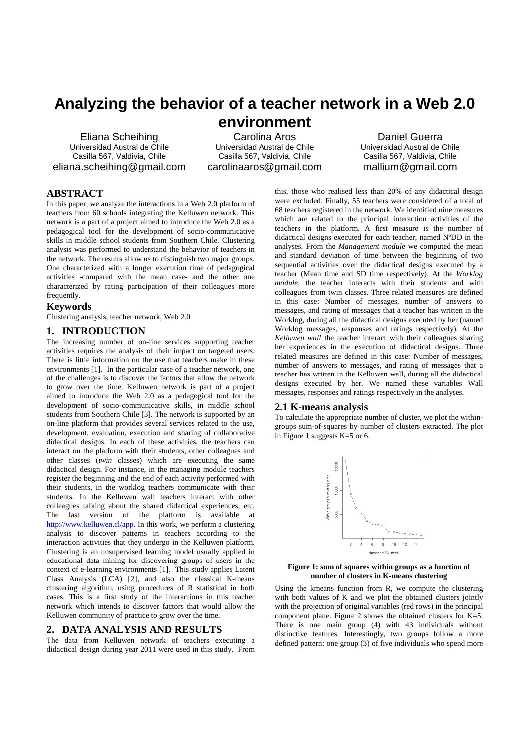# Analyzing the behavior of a teacher network in a Web 2.0 environment

Eliana Scheihing
Universidad Austral de Chile
Casilla 567, Valdivia, Chile
eliana.scheihing@gmail.com

Carolina Aros
Universidad Austral de Chile
Casilla 567, Valdivia, Chile
carolinaaros@gmail.com

Daniel Guerra
Universidad Austral de Chile
Casilla 567, Valdivia, Chile
mallium@gmail.com

## ABSTRACT

In this paper, we analyze the interactions in a Web 2.0 platform of teachers from 60 schools integrating the Kelluwen network. This network is a part of a project aimed to introduce the Web 2.0 as a pedagogical tool for the development of socio-communicative skills in middle school students from Southern Chile. Clustering analysis was performed to understand the behavior of teachers in the network. The results allow us to distinguish two major groups. One characterized with a longer execution time of pedagogical activities -compared with the mean case- and the other one characterized by rating participation of their colleagues more frequently.

### Keywords

Clustering analysis, teacher network, Web 2.0

## 1. INTRODUCTION

The increasing number of on-line services supporting teacher activities requires the analysis of their impact on targeted users. There is little information on the use that teachers make in these environments [1]. In the particular case of a teacher network, one of the challenges is to discover the factors that allow the network to grow over the time. Kelluwen network is part of a project aimed to introduce the Web 2.0 as a pedagogical tool for the development of socio-communicative skills, in middle school students from Southern Chile [3]. The network is supported by an on-line platform that provides several services related to the use, development, evaluation, execution and sharing of collaborative didactical designs. In each of these activities, the teachers can interact on the platform with their students, other colleagues and other classes (*twin* classes) which are executing the same didactical design. For instance, in the managing module teachers register the beginning and the end of each activity performed with their students, in the worklog teachers communicate with their students. In the Kelluwen wall teachers interact with other colleagues talking about the shared didactical experiences, etc. The last version of the platform is available at http://www.kelluwen.cl/app. In this work, we perform a clustering analysis to discover patterns in teachers according to the interaction activities that they undergo in the Kelluwen platform. Clustering is an unsupervised learning model usually applied in educational data mining for discovering groups of users in the context of e-learning environments [1]. This study applies Latent Class Analysis (LCA) [2], and also the classical K-means clustering algorithm, using procedures of R statistical in both cases. This is a first study of the interactions in this teacher network which intends to discover factors that would allow the Kelluwen community of practice to grow over the time.

## 2. DATA ANALYSIS AND RESULTS

The data from Kelluwen network of teachers executing a didactical design during year 2011 were used in this study. From this, those who realised less than 20% of any didactical design were excluded. Finally, 55 teachers were considered of a total of 68 teachers registered in the network. We identified nine measures which are related to the principal interaction activities of the teachers in the platform. A first measure is the number of didactical designs executed for each teacher, named NºDD in the analyses. From the *Management module* we computed the mean and standard deviation of time between the beginning of two sequential activities over the didactical designs executed by a teacher (Mean time and SD time respectively). At the *Worklog module*, the teacher interacts with their students and with colleagues from twin classes. Three related measures are defined in this case: Number of messages, number of answers to messages, and rating of messages that a teacher has written in the Worklog, during all the didactical designs executed by her (named Worklog messages, responses and ratings respectively). At the *Kelluwen wall* the teacher interact with their colleagues sharing her experiences in the execution of didactical designs. Three related measures are defined in this case: Number of messages, number of answers to messages, and rating of messages that a teacher has written in the Kelluwen wall, during all the didactical designs executed by her. We named these variables Wall messages, responses and ratings respectively in the analyses.

### 2.1 K-means analysis

To calculate the appropriate number of cluster, we plot the within-groups sum-of-squares by number of clusters extracted. The plot in Figure 1 suggests K=5 or 6.

**Figure 1: sum of squares within groups as a function of number of clusters in K-means clustering**

Using the kmeans function from R, we compute the clustering with both values of K and we plot the obtained clusters jointly with the projection of original variables (red rows) in the principal component plane. Figure 2 shows the obtained clusters for K=5. There is one main group (4) with 43 individuals without distinctive features. Interestingly, two groups follow a more defined pattern: one group (3) of five individuals who spend more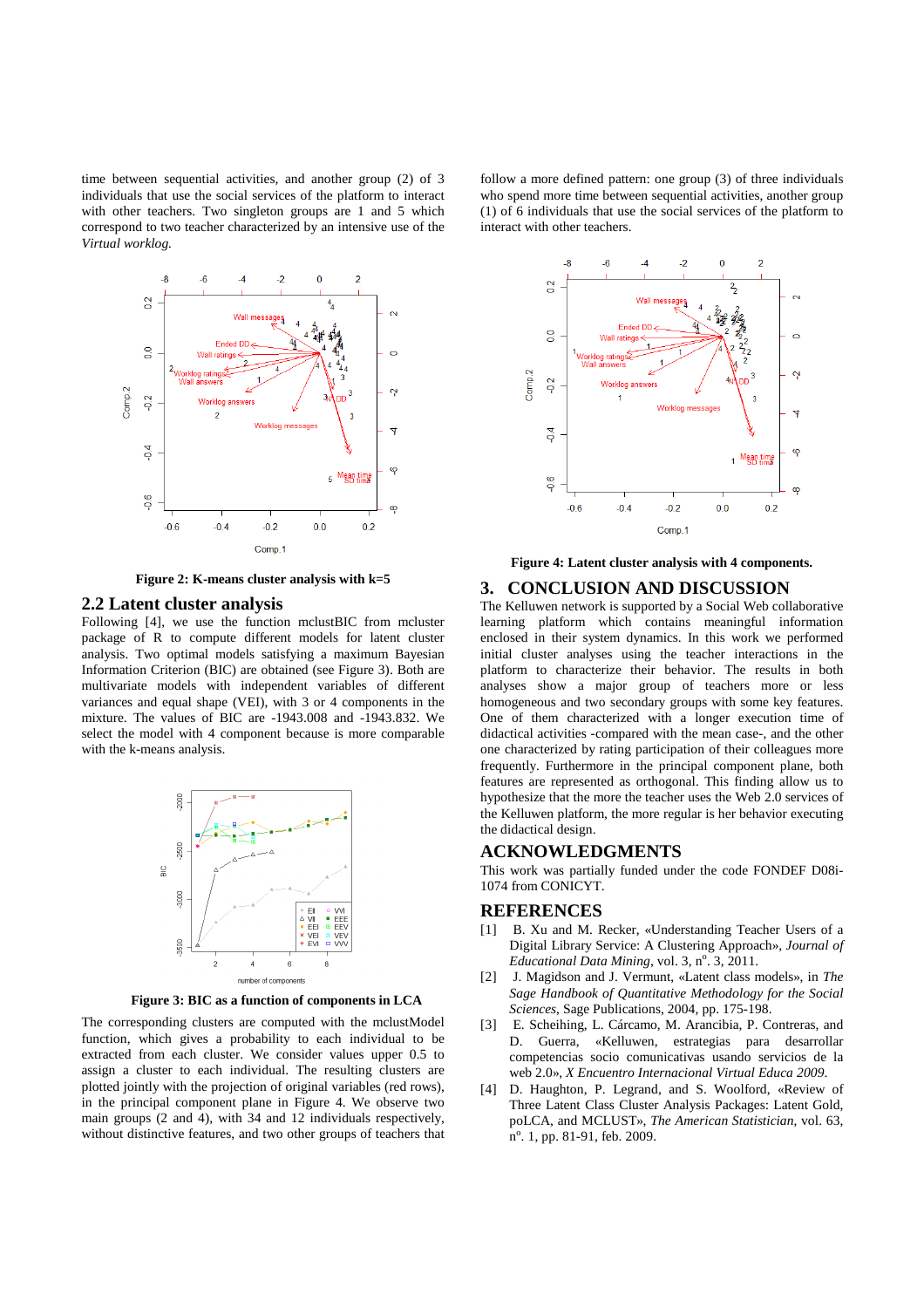time between sequential activities, and another group (2) of 3 individuals that use the social services of the platform to interact with other teachers. Two singleton groups are 1 and 5 which correspond to two teacher characterized by an intensive use of the *Virtual worklog.*

Wall messages
Ended DD
Wall ratings
Worklog ratings
Wall answers
Worklog answers
Worklog messages
Mean time
SD time
Comp.1
Comp.2

**Figure 2: K-means cluster analysis with k=5**

## 2.2 Latent cluster analysis

Following [4], we use the function mclustBIC from mcluster package of R to compute different models for latent cluster analysis. Two optimal models satisfying a maximum Bayesian Information Criterion (BIC) are obtained (see Figure 3). Both are multivariate models with independent variables of different variances and equal shape (VEI), with 3 or 4 components in the mixture. The values of BIC are -1943.008 and -1943.832. We select the model with 4 component because is more comparable with the k-means analysis.

BIC
number of components
EII VII EEI VEI EVI VVI EEE EEV VEV VVV

**Figure 3: BIC as a function of components in LCA**

The corresponding clusters are computed with the mclustModel function, which gives a probability to each individual to be extracted from each cluster. We consider values upper 0.5 to assign a cluster to each individual. The resulting clusters are plotted jointly with the projection of original variables (red rows), in the principal component plane in Figure 4. We observe two main groups (2 and 4), with 34 and 12 individuals respectively, without distinctive features, and two other groups of teachers that follow a more defined pattern: one group (3) of three individuals who spend more time between sequential activities, another group (1) of 6 individuals that use the social services of the platform to interact with other teachers.

Wall messages
Ended DD
Wall ratings
Worklog ratings
Wall answers
Worklog answers
Worklog messages
Mean time
SD time
Comp.1
Comp.2

**Figure 4: Latent cluster analysis with 4 components.**

# 3. CONCLUSION AND DISCUSSION

The Kelluwen network is supported by a Social Web collaborative learning platform which contains meaningful information enclosed in their system dynamics. In this work we performed initial cluster analyses using the teacher interactions in the platform to characterize their behavior. The results in both analyses show a major group of teachers more or less homogeneous and two secondary groups with some key features. One of them characterized with a longer execution time of didactical activities -compared with the mean case-, and the other one characterized by rating participation of their colleagues more frequently. Furthermore in the principal component plane, both features are represented as orthogonal. This finding allow us to hypothesize that the more the teacher uses the Web 2.0 services of the Kelluwen platform, the more regular is her behavior executing the didactical design.

# ACKNOWLEDGMENTS

This work was partially funded under the code FONDEF D08i-1074 from CONICYT.

# REFERENCES

[1] B. Xu and M. Recker, «Understanding Teacher Users of a Digital Library Service: A Clustering Approach», *Journal of Educational Data Mining*, vol. 3, nº. 3, 2011.

[2] J. Magidson and J. Vermunt, «Latent class models», in *The Sage Handbook of Quantitative Methodology for the Social Sciences*, Sage Publications, 2004, pp. 175-198.

[3] E. Scheihing, L. Cárcamo, M. Arancibia, P. Contreras, and D. Guerra, «Kelluwen, estrategias para desarrollar competencias socio comunicativas usando servicios de la web 2.0», *X Encuentro Internacional Virtual Educa 2009*.

[4] D. Haughton, P. Legrand, and S. Woolford, «Review of Three Latent Class Cluster Analysis Packages: Latent Gold, poLCA, and MCLUST», *The American Statistician*, vol. 63, nº. 1, pp. 81-91, feb. 2009.